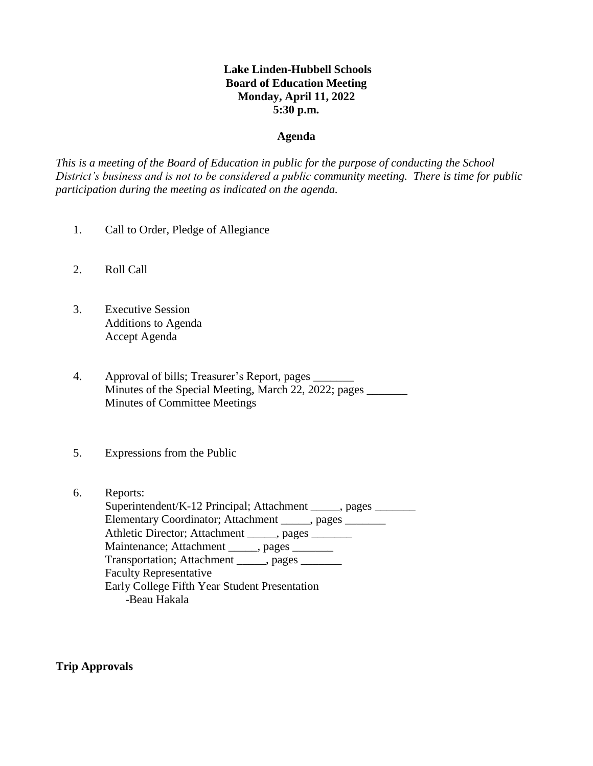**Lake Linden-Hubbell Schools**
**Board of Education Meeting**
**Monday, April 11, 2022**
**5:30 p.m.**

**Agenda**

*This is a meeting of the Board of Education in public for the purpose of conducting the School District's business and is not to be considered a public community meeting. There is time for public participation during the meeting as indicated on the agenda.*

1. Call to Order, Pledge of Allegiance

2. Roll Call

3. Executive Session
   Additions to Agenda
   Accept Agenda

4. Approval of bills; Treasurer's Report, pages _______
   Minutes of the Special Meeting, March 22, 2022; pages _______
   Minutes of Committee Meetings

5. Expressions from the Public

6. Reports:
   Superintendent/K-12 Principal; Attachment _____, pages _______
   Elementary Coordinator; Attachment _____, pages _______
   Athletic Director; Attachment _____, pages _______
   Maintenance; Attachment _____, pages _______
   Transportation; Attachment _____, pages _______
   Faculty Representative
   Early College Fifth Year Student Presentation
   -Beau Hakala

**Trip Approvals**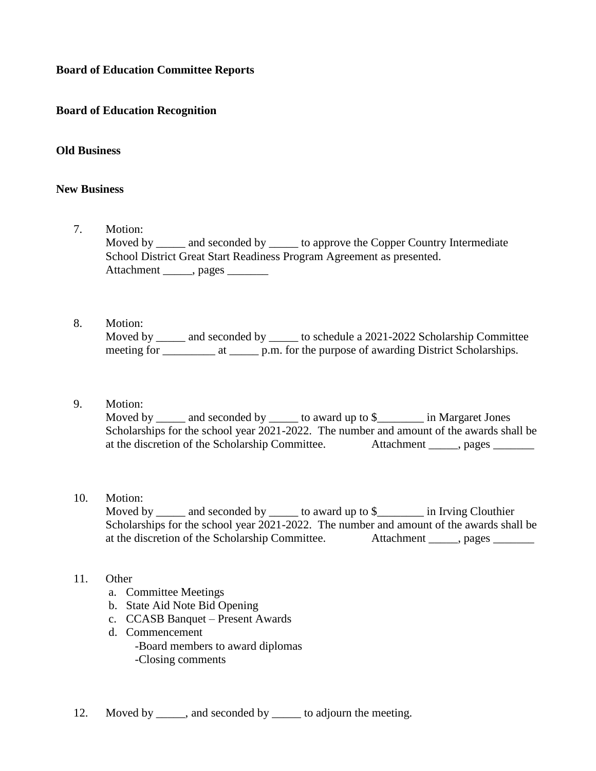**Board of Education Committee Reports**

**Board of Education Recognition**

**Old Business**

**New Business**

7. Motion:
   Moved by _____ and seconded by _____ to approve the Copper Country Intermediate School District Great Start Readiness Program Agreement as presented.
   Attachment _____, pages _______

8. Motion:
   Moved by _____ and seconded by _____ to schedule a 2021-2022 Scholarship Committee meeting for _________ at _____ p.m. for the purpose of awarding District Scholarships.

9. Motion:
   Moved by _____ and seconded by _____ to award up to $________ in Margaret Jones Scholarships for the school year 2021-2022. The number and amount of the awards shall be at the discretion of the Scholarship Committee. Attachment _____, pages _______

10. Motion:
    Moved by _____ and seconded by _____ to award up to $________ in Irving Clouthier Scholarships for the school year 2021-2022. The number and amount of the awards shall be at the discretion of the Scholarship Committee. Attachment _____, pages _______

11. Other
    a. Committee Meetings
    b. State Aid Note Bid Opening
    c. CCASB Banquet – Present Awards
    d. Commencement
       -Board members to award diplomas
       -Closing comments

12. Moved by _____, and seconded by _____ to adjourn the meeting.